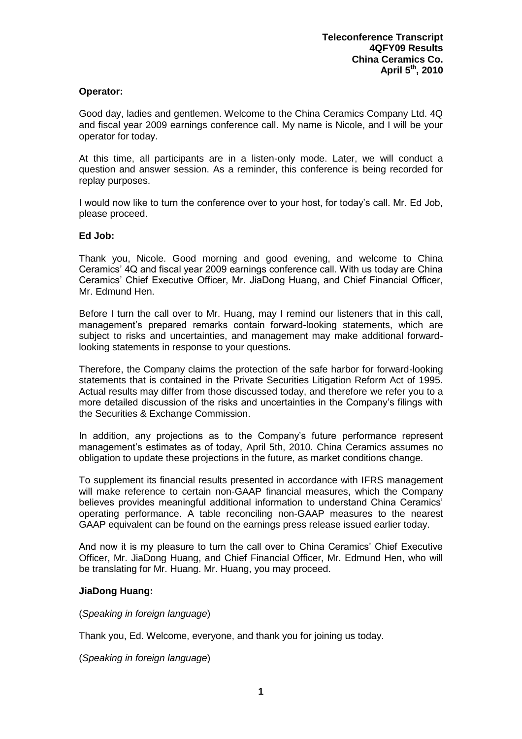**Teleconference Transcript**
**4QFY09 Results**
**China Ceramics Co.**
**April 5th, 2010**

**Operator:**

Good day, ladies and gentlemen. Welcome to the China Ceramics Company Ltd. 4Q and fiscal year 2009 earnings conference call. My name is Nicole, and I will be your operator for today.

At this time, all participants are in a listen-only mode. Later, we will conduct a question and answer session. As a reminder, this conference is being recorded for replay purposes.

I would now like to turn the conference over to your host, for today's call. Mr. Ed Job, please proceed.

**Ed Job:**

Thank you, Nicole. Good morning and good evening, and welcome to China Ceramics' 4Q and fiscal year 2009 earnings conference call. With us today are China Ceramics' Chief Executive Officer, Mr. JiaDong Huang, and Chief Financial Officer, Mr. Edmund Hen.

Before I turn the call over to Mr. Huang, may I remind our listeners that in this call, management's prepared remarks contain forward-looking statements, which are subject to risks and uncertainties, and management may make additional forward-looking statements in response to your questions.

Therefore, the Company claims the protection of the safe harbor for forward-looking statements that is contained in the Private Securities Litigation Reform Act of 1995. Actual results may differ from those discussed today, and therefore we refer you to a more detailed discussion of the risks and uncertainties in the Company's filings with the Securities & Exchange Commission.

In addition, any projections as to the Company's future performance represent management's estimates as of today, April 5th, 2010. China Ceramics assumes no obligation to update these projections in the future, as market conditions change.

To supplement its financial results presented in accordance with IFRS management will make reference to certain non-GAAP financial measures, which the Company believes provides meaningful additional information to understand China Ceramics' operating performance. A table reconciling non-GAAP measures to the nearest GAAP equivalent can be found on the earnings press release issued earlier today.

And now it is my pleasure to turn the call over to China Ceramics' Chief Executive Officer, Mr. JiaDong Huang, and Chief Financial Officer, Mr. Edmund Hen, who will be translating for Mr. Huang. Mr. Huang, you may proceed.

**JiaDong Huang:**

(*Speaking in foreign language*)

Thank you, Ed. Welcome, everyone, and thank you for joining us today.

(*Speaking in foreign language*)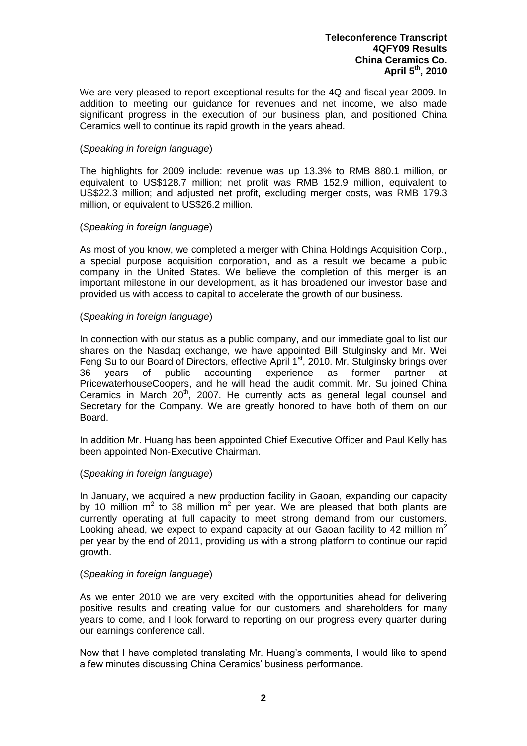We are very pleased to report exceptional results for the 4Q and fiscal year 2009. In addition to meeting our guidance for revenues and net income, we also made significant progress in the execution of our business plan, and positioned China Ceramics well to continue its rapid growth in the years ahead.

(*Speaking in foreign language*)

The highlights for 2009 include: revenue was up 13.3% to RMB 880.1 million, or equivalent to US$128.7 million; net profit was RMB 152.9 million, equivalent to US$22.3 million; and adjusted net profit, excluding merger costs, was RMB 179.3 million, or equivalent to US$26.2 million.

(*Speaking in foreign language*)

As most of you know, we completed a merger with China Holdings Acquisition Corp., a special purpose acquisition corporation, and as a result we became a public company in the United States. We believe the completion of this merger is an important milestone in our development, as it has broadened our investor base and provided us with access to capital to accelerate the growth of our business.

(*Speaking in foreign language*)

In connection with our status as a public company, and our immediate goal to list our shares on the Nasdaq exchange, we have appointed Bill Stulginsky and Mr. Wei Feng Su to our Board of Directors, effective April 1st, 2010. Mr. Stulginsky brings over 36 years of public accounting experience as former partner at PricewaterhouseCoopers, and he will head the audit commit. Mr. Su joined China Ceramics in March 20th, 2007. He currently acts as general legal counsel and Secretary for the Company. We are greatly honored to have both of them on our Board.

In addition Mr. Huang has been appointed Chief Executive Officer and Paul Kelly has been appointed Non-Executive Chairman.

(*Speaking in foreign language*)

In January, we acquired a new production facility in Gaoan, expanding our capacity by 10 million $m^2$ to 38 million $m^2$ per year. We are pleased that both plants are currently operating at full capacity to meet strong demand from our customers. Looking ahead, we expect to expand capacity at our Gaoan facility to 42 million $m^2$ per year by the end of 2011, providing us with a strong platform to continue our rapid growth.

(*Speaking in foreign language*)

As we enter 2010 we are very excited with the opportunities ahead for delivering positive results and creating value for our customers and shareholders for many years to come, and I look forward to reporting on our progress every quarter during our earnings conference call.

Now that I have completed translating Mr. Huang's comments, I would like to spend a few minutes discussing China Ceramics' business performance.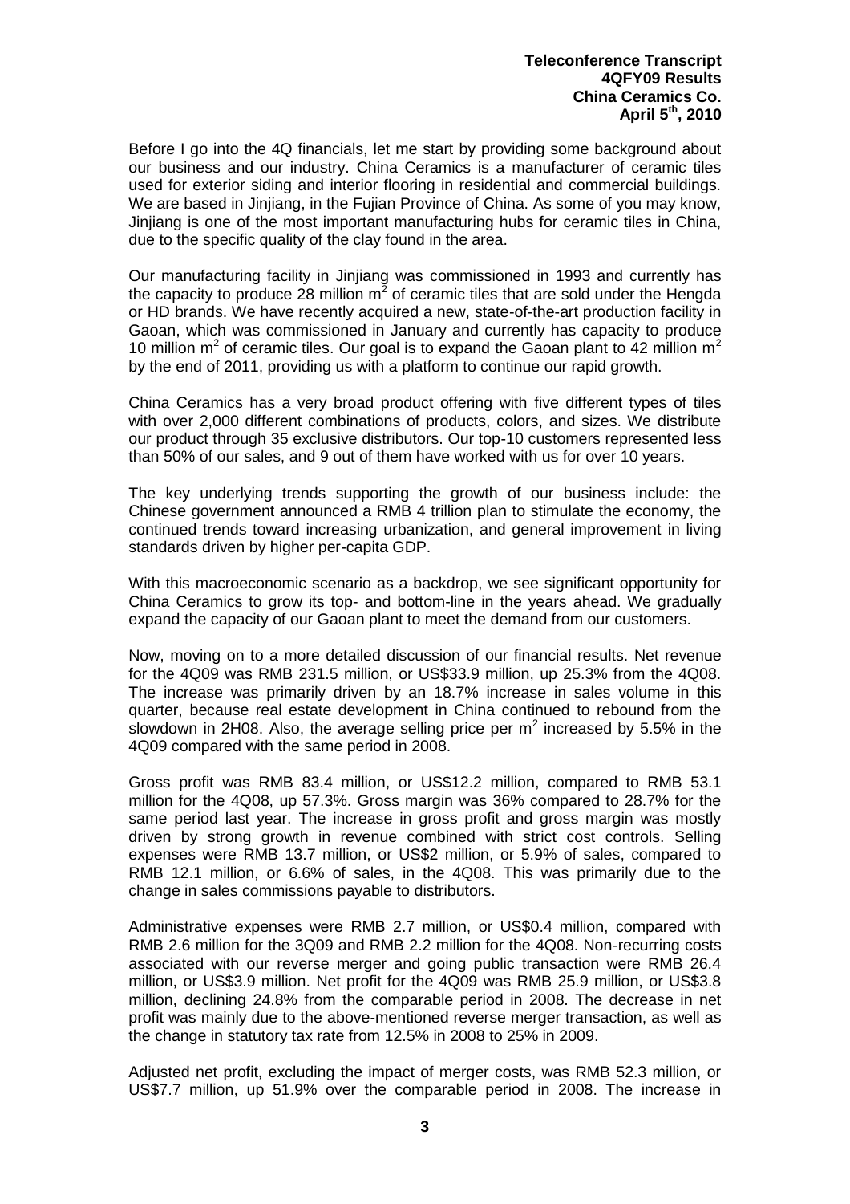Before I go into the 4Q financials, let me start by providing some background about our business and our industry. China Ceramics is a manufacturer of ceramic tiles used for exterior siding and interior flooring in residential and commercial buildings. We are based in Jinjiang, in the Fujian Province of China. As some of you may know, Jinjiang is one of the most important manufacturing hubs for ceramic tiles in China, due to the specific quality of the clay found in the area.

Our manufacturing facility in Jinjiang was commissioned in 1993 and currently has the capacity to produce 28 million $m^2$ of ceramic tiles that are sold under the Hengda or HD brands. We have recently acquired a new, state-of-the-art production facility in Gaoan, which was commissioned in January and currently has capacity to produce 10 million $m^2$ of ceramic tiles. Our goal is to expand the Gaoan plant to 42 million $m^2$ by the end of 2011, providing us with a platform to continue our rapid growth.

China Ceramics has a very broad product offering with five different types of tiles with over 2,000 different combinations of products, colors, and sizes. We distribute our product through 35 exclusive distributors. Our top-10 customers represented less than 50% of our sales, and 9 out of them have worked with us for over 10 years.

The key underlying trends supporting the growth of our business include: the Chinese government announced a RMB 4 trillion plan to stimulate the economy, the continued trends toward increasing urbanization, and general improvement in living standards driven by higher per-capita GDP.

With this macroeconomic scenario as a backdrop, we see significant opportunity for China Ceramics to grow its top- and bottom-line in the years ahead. We gradually expand the capacity of our Gaoan plant to meet the demand from our customers.

Now, moving on to a more detailed discussion of our financial results. Net revenue for the 4Q09 was RMB 231.5 million, or US$33.9 million, up 25.3% from the 4Q08. The increase was primarily driven by an 18.7% increase in sales volume in this quarter, because real estate development in China continued to rebound from the slowdown in 2H08. Also, the average selling price per $m^2$ increased by 5.5% in the 4Q09 compared with the same period in 2008.

Gross profit was RMB 83.4 million, or US$12.2 million, compared to RMB 53.1 million for the 4Q08, up 57.3%. Gross margin was 36% compared to 28.7% for the same period last year. The increase in gross profit and gross margin was mostly driven by strong growth in revenue combined with strict cost controls. Selling expenses were RMB 13.7 million, or US$2 million, or 5.9% of sales, compared to RMB 12.1 million, or 6.6% of sales, in the 4Q08. This was primarily due to the change in sales commissions payable to distributors.

Administrative expenses were RMB 2.7 million, or US$0.4 million, compared with RMB 2.6 million for the 3Q09 and RMB 2.2 million for the 4Q08. Non-recurring costs associated with our reverse merger and going public transaction were RMB 26.4 million, or US$3.9 million. Net profit for the 4Q09 was RMB 25.9 million, or US$3.8 million, declining 24.8% from the comparable period in 2008. The decrease in net profit was mainly due to the above-mentioned reverse merger transaction, as well as the change in statutory tax rate from 12.5% in 2008 to 25% in 2009.

Adjusted net profit, excluding the impact of merger costs, was RMB 52.3 million, or US$7.7 million, up 51.9% over the comparable period in 2008. The increase in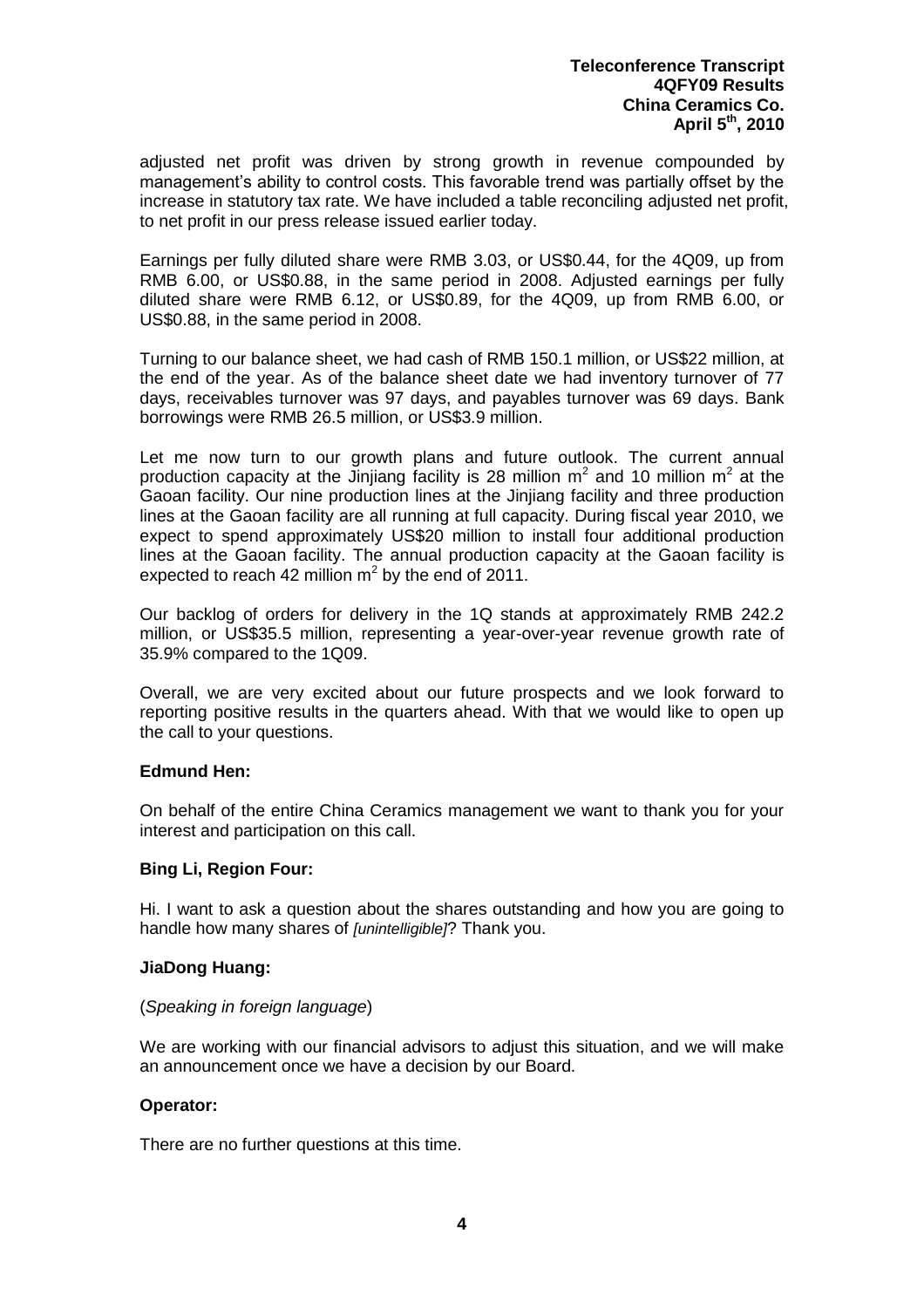adjusted net profit was driven by strong growth in revenue compounded by management's ability to control costs. This favorable trend was partially offset by the increase in statutory tax rate. We have included a table reconciling adjusted net profit, to net profit in our press release issued earlier today.

Earnings per fully diluted share were RMB 3.03, or US$0.44, for the 4Q09, up from RMB 6.00, or US$0.88, in the same period in 2008. Adjusted earnings per fully diluted share were RMB 6.12, or US$0.89, for the 4Q09, up from RMB 6.00, or US$0.88, in the same period in 2008.

Turning to our balance sheet, we had cash of RMB 150.1 million, or US$22 million, at the end of the year. As of the balance sheet date we had inventory turnover of 77 days, receivables turnover was 97 days, and payables turnover was 69 days. Bank borrowings were RMB 26.5 million, or US$3.9 million.

Let me now turn to our growth plans and future outlook. The current annual production capacity at the Jinjiang facility is 28 million $m^2$ and 10 million $m^2$ at the Gaoan facility. Our nine production lines at the Jinjiang facility and three production lines at the Gaoan facility are all running at full capacity. During fiscal year 2010, we expect to spend approximately US$20 million to install four additional production lines at the Gaoan facility. The annual production capacity at the Gaoan facility is expected to reach 42 million $m^2$ by the end of 2011.

Our backlog of orders for delivery in the 1Q stands at approximately RMB 242.2 million, or US$35.5 million, representing a year-over-year revenue growth rate of 35.9% compared to the 1Q09.

Overall, we are very excited about our future prospects and we look forward to reporting positive results in the quarters ahead. With that we would like to open up the call to your questions.

**Edmund Hen:**

On behalf of the entire China Ceramics management we want to thank you for your interest and participation on this call.

**Bing Li, Region Four:**

Hi. I want to ask a question about the shares outstanding and how you are going to handle how many shares of *[unintelligible]*? Thank you.

**JiaDong Huang:**

(*Speaking in foreign language*)

We are working with our financial advisors to adjust this situation, and we will make an announcement once we have a decision by our Board.

**Operator:**

There are no further questions at this time.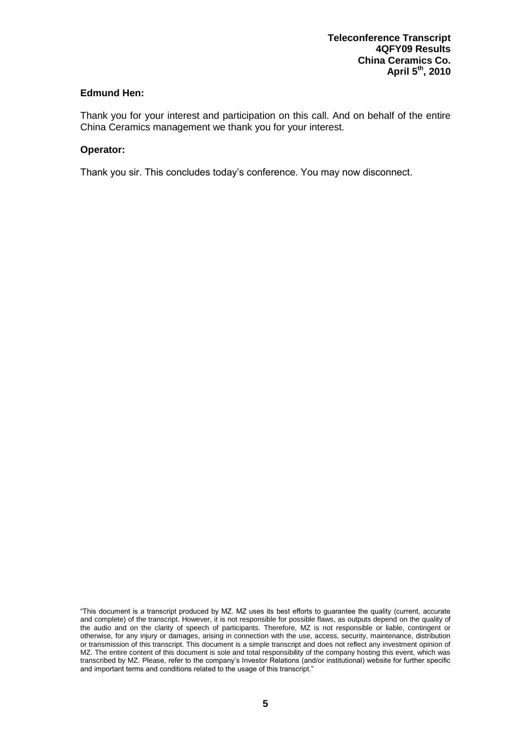**Edmund Hen:**

Thank you for your interest and participation on this call. And on behalf of the entire China Ceramics management we thank you for your interest.

**Operator:**

Thank you sir. This concludes today's conference. You may now disconnect.

"This document is a transcript produced by MZ. MZ uses its best efforts to guarantee the quality (current, accurate and complete) of the transcript. However, it is not responsible for possible flaws, as outputs depend on the quality of the audio and on the clarity of speech of participants. Therefore, MZ is not responsible or liable, contingent or otherwise, for any injury or damages, arising in connection with the use, access, security, maintenance, distribution or transmission of this transcript. This document is a simple transcript and does not reflect any investment opinion of MZ. The entire content of this document is sole and total responsibility of the company hosting this event, which was transcribed by MZ. Please, refer to the company's Investor Relations (and/or institutional) website for further specific and important terms and conditions related to the usage of this transcript."